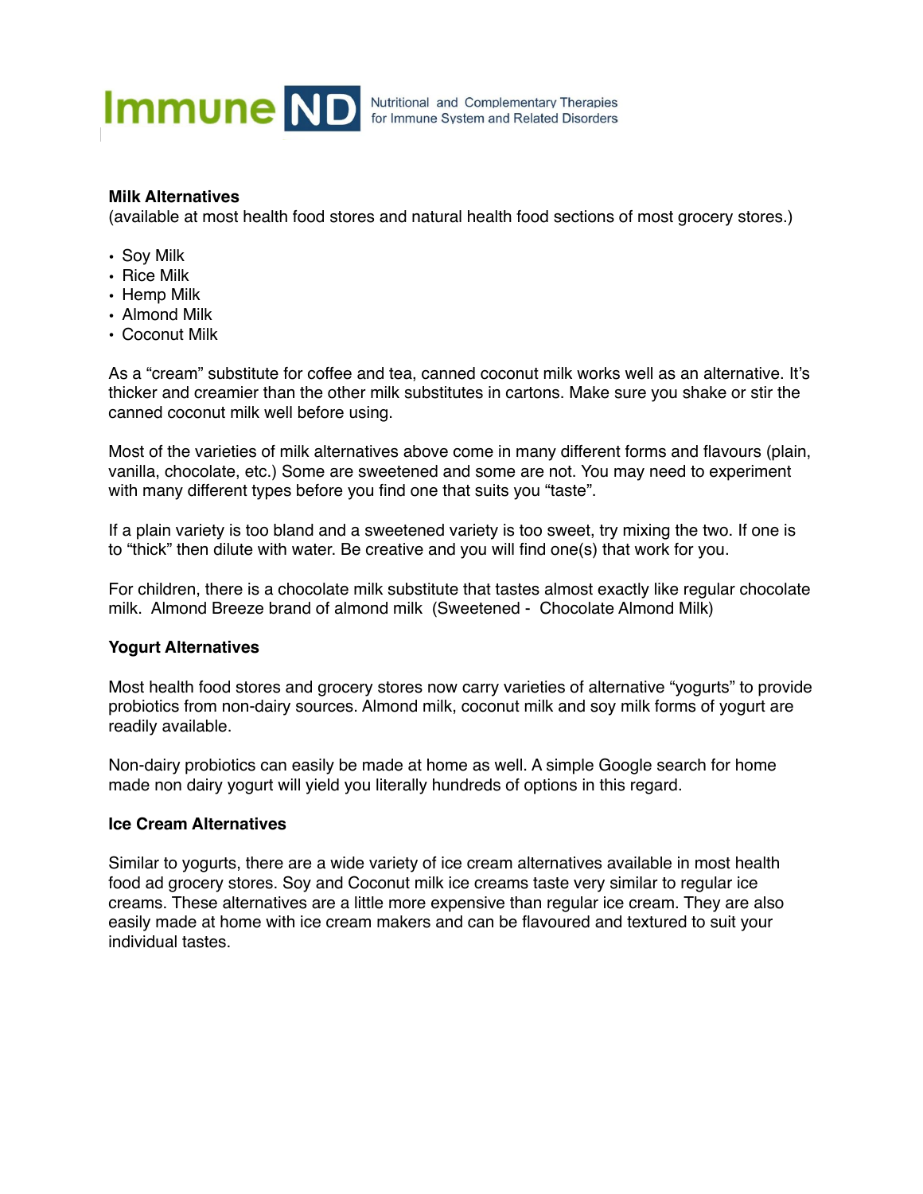Immune ND — Nutritional and Complementary Therapies for Immune System and Related Disorders

**Milk Alternatives**
(available at most health food stores and natural health food sections of most grocery stores.)

- Soy Milk
- Rice Milk
- Hemp Milk
- Almond Milk
- Coconut Milk

As a "cream" substitute for coffee and tea, canned coconut milk works well as an alternative. It's thicker and creamier than the other milk substitutes in cartons. Make sure you shake or stir the canned coconut milk well before using.

Most of the varieties of milk alternatives above come in many different forms and flavours (plain, vanilla, chocolate, etc.) Some are sweetened and some are not. You may need to experiment with many different types before you find one that suits you "taste".

If a plain variety is too bland and a sweetened variety is too sweet, try mixing the two. If one is to "thick" then dilute with water. Be creative and you will find one(s) that work for you.

For children, there is a chocolate milk substitute that tastes almost exactly like regular chocolate milk. Almond Breeze brand of almond milk (Sweetened - Chocolate Almond Milk)

**Yogurt Alternatives**

Most health food stores and grocery stores now carry varieties of alternative "yogurts" to provide probiotics from non-dairy sources. Almond milk, coconut milk and soy milk forms of yogurt are readily available.

Non-dairy probiotics can easily be made at home as well. A simple Google search for home made non dairy yogurt will yield you literally hundreds of options in this regard.

**Ice Cream Alternatives**

Similar to yogurts, there are a wide variety of ice cream alternatives available in most health food ad grocery stores. Soy and Coconut milk ice creams taste very similar to regular ice creams. These alternatives are a little more expensive than regular ice cream. They are also easily made at home with ice cream makers and can be flavoured and textured to suit your individual tastes.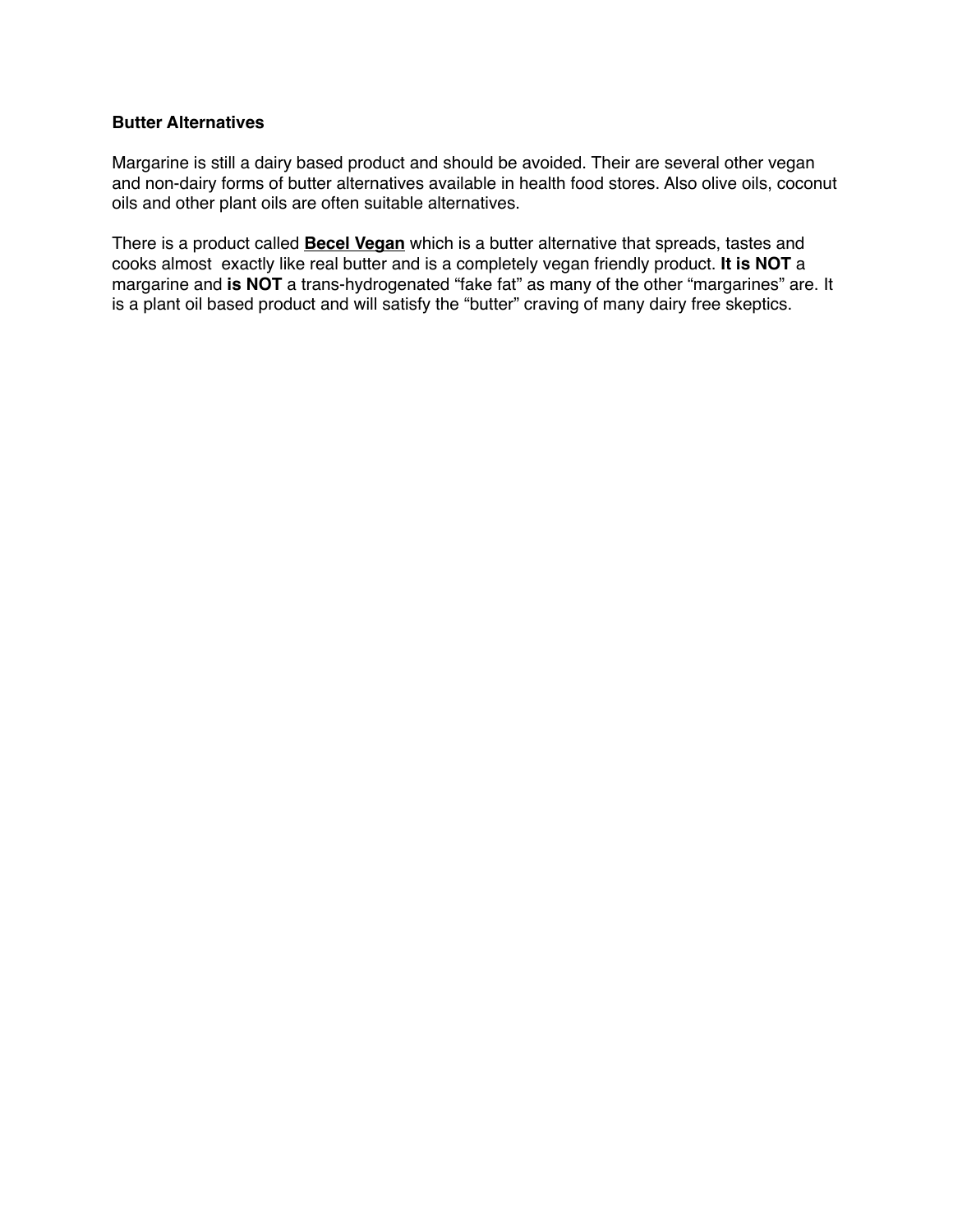**Butter Alternatives**

Margarine is still a dairy based product and should be avoided. Their are several other vegan and non-dairy forms of butter alternatives available in health food stores. Also olive oils, coconut oils and other plant oils are often suitable alternatives.

There is a product called **Becel Vegan** which is a butter alternative that spreads, tastes and cooks almost exactly like real butter and is a completely vegan friendly product. **It is NOT** a margarine and **is NOT** a trans-hydrogenated "fake fat" as many of the other "margarines" are. It is a plant oil based product and will satisfy the "butter" craving of many dairy free skeptics.